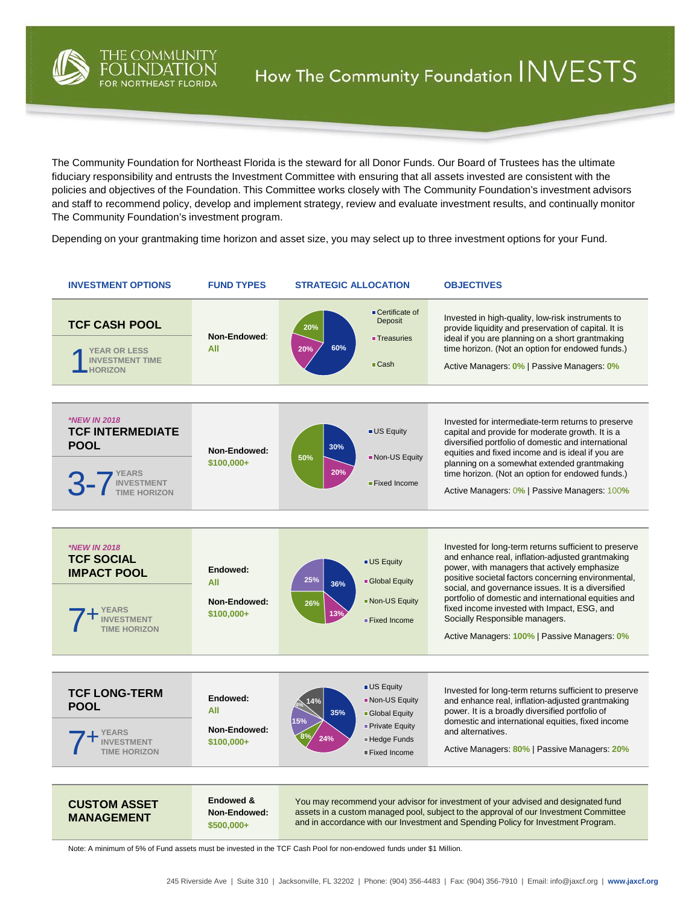# How The Community Foundation INVESTS

THE COMMUNITY FOUNDATION FOR NORTHEAST FLORIDA

The Community Foundation for Northeast Florida is the steward for all Donor Funds. Our Board of Trustees has the ultimate fiduciary responsibility and entrusts the Investment Committee with ensuring that all assets invested are consistent with the policies and objectives of the Foundation. This Committee works closely with The Community Foundation's investment advisors and staff to recommend policy, develop and implement strategy, review and evaluate investment results, and continually monitor The Community Foundation's investment program.

Depending on your grantmaking time horizon and asset size, you may select up to three investment options for your Fund.

| INVESTMENT OPTIONS | FUND TYPES | STRATEGIC ALLOCATION | OBJECTIVES |
|---|---|---|---|
| **TCF CASH POOL**<br>1 YEAR OR LESS INVESTMENT TIME HORIZON | **Non-Endowed:** All | Certificate of Deposit 60%, Treasuries 20%, Cash 20% | Invested in high-quality, low-risk instruments to provide liquidity and preservation of capital. It is ideal if you are planning on a short grantmaking time horizon. (Not an option for endowed funds.)<br>Active Managers: 0% \| Passive Managers: 0% |
| *\*NEW IN 2018*<br>**TCF INTERMEDIATE POOL**<br>3-7 YEARS INVESTMENT TIME HORIZON | **Non-Endowed:** $100,000+ | US Equity 30%, Non-US Equity 20%, Fixed Income 50% | Invested for intermediate-term returns to preserve capital and provide for moderate growth. It is a diversified portfolio of domestic and international equities and fixed income and is ideal if you are planning on a somewhat extended grantmaking time horizon. (Not an option for endowed funds.)<br>Active Managers: 0% \| Passive Managers: 100% |
| *\*NEW IN 2018*<br>**TCF SOCIAL IMPACT POOL**<br>7+ YEARS INVESTMENT TIME HORIZON | **Endowed:** All<br>**Non-Endowed:** $100,000+ | US Equity 36%, Global Equity 13%, Non-US Equity 26%, Fixed Income 25% | Invested for long-term returns sufficient to preserve and enhance real, inflation-adjusted grantmaking power, with managers that actively emphasize positive societal factors concerning environmental, social, and governance issues. It is a diversified portfolio of domestic and international equities and fixed income invested with Impact, ESG, and Socially Responsible managers.<br>Active Managers: 100% \| Passive Managers: 0% |
| **TCF LONG-TERM POOL**<br>7+ YEARS INVESTMENT TIME HORIZON | **Endowed:** All<br>**Non-Endowed:** $100,000+ | US Equity 35%, Non-US Equity 24%, Global Equity 8%, Private Equity 15%, Hedge Funds 4%, Fixed Income 14% | Invested for long-term returns sufficient to preserve and enhance real, inflation-adjusted grantmaking power. It is a broadly diversified portfolio of domestic and international equities, fixed income and alternatives.<br>Active Managers: 80% \| Passive Managers: 20% |
| **CUSTOM ASSET MANAGEMENT** | **Endowed & Non-Endowed:** $500,000+ | You may recommend your advisor for investment of your advised and designated fund assets in a custom managed pool, subject to the approval of our Investment Committee and in accordance with our Investment and Spending Policy for Investment Program. | |

Note: A minimum of 5% of Fund assets must be invested in the TCF Cash Pool for non-endowed funds under $1 Million.

245 Riverside Ave | Suite 310 | Jacksonville, FL 32202 | Phone: (904) 356-4483 | Fax: (904) 356-7910 | Email: info@jaxcf.org | **www.jaxcf.org**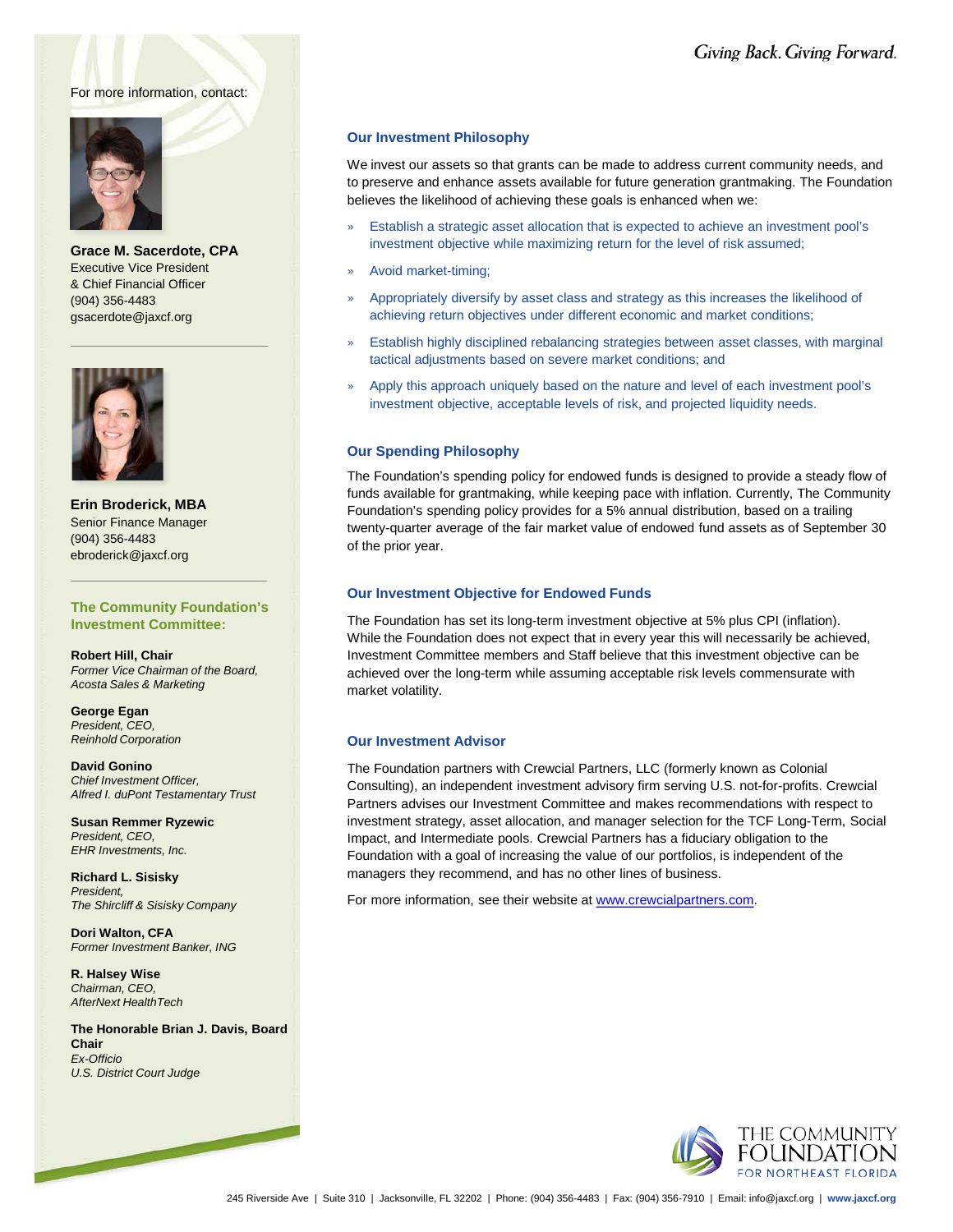Giving Back. Giving Forward.

For more information, contact:

**Grace M. Sacerdote, CPA**
Executive Vice President
& Chief Financial Officer
(904) 356-4483
gsacerdote@jaxcf.org

**Erin Broderick, MBA**
Senior Finance Manager
(904) 356-4483
ebroderick@jaxcf.org

### The Community Foundation's Investment Committee:

**Robert Hill, Chair**
*Former Vice Chairman of the Board, Acosta Sales & Marketing*

**George Egan**
*President, CEO, Reinhold Corporation*

**David Gonino**
*Chief Investment Officer, Alfred I. duPont Testamentary Trust*

**Susan Remmer Ryzewic**
*President, CEO, EHR Investments, Inc.*

**Richard L. Sisisky**
*President, The Shircliff & Sisisky Company*

**Dori Walton, CFA**
*Former Investment Banker, ING*

**R. Halsey Wise**
*Chairman, CEO, AfterNext HealthTech*

**The Honorable Brian J. Davis, Board Chair**
*Ex-Officio*
*U.S. District Court Judge*

## Our Investment Philosophy

We invest our assets so that grants can be made to address current community needs, and to preserve and enhance assets available for future generation grantmaking. The Foundation believes the likelihood of achieving these goals is enhanced when we:

- Establish a strategic asset allocation that is expected to achieve an investment pool's investment objective while maximizing return for the level of risk assumed;
- Avoid market-timing;
- Appropriately diversify by asset class and strategy as this increases the likelihood of achieving return objectives under different economic and market conditions;
- Establish highly disciplined rebalancing strategies between asset classes, with marginal tactical adjustments based on severe market conditions; and
- Apply this approach uniquely based on the nature and level of each investment pool's investment objective, acceptable levels of risk, and projected liquidity needs.

## Our Spending Philosophy

The Foundation's spending policy for endowed funds is designed to provide a steady flow of funds available for grantmaking, while keeping pace with inflation. Currently, The Community Foundation's spending policy provides for a 5% annual distribution, based on a trailing twenty-quarter average of the fair market value of endowed fund assets as of September 30 of the prior year.

## Our Investment Objective for Endowed Funds

The Foundation has set its long-term investment objective at 5% plus CPI (inflation). While the Foundation does not expect that in every year this will necessarily be achieved, Investment Committee members and Staff believe that this investment objective can be achieved over the long-term while assuming acceptable risk levels commensurate with market volatility.

## Our Investment Advisor

The Foundation partners with Crewcial Partners, LLC (formerly known as Colonial Consulting), an independent investment advisory firm serving U.S. not-for-profits. Crewcial Partners advises our Investment Committee and makes recommendations with respect to investment strategy, asset allocation, and manager selection for the TCF Long-Term, Social Impact, and Intermediate pools. Crewcial Partners has a fiduciary obligation to the Foundation with a goal of increasing the value of our portfolios, is independent of the managers they recommend, and has no other lines of business.

For more information, see their website at www.crewcialpartners.com.

THE COMMUNITY FOUNDATION FOR NORTHEAST FLORIDA

245 Riverside Ave | Suite 310 | Jacksonville, FL 32202 | Phone: (904) 356-4483 | Fax: (904) 356-7910 | Email: info@jaxcf.org | **www.jaxcf.org**